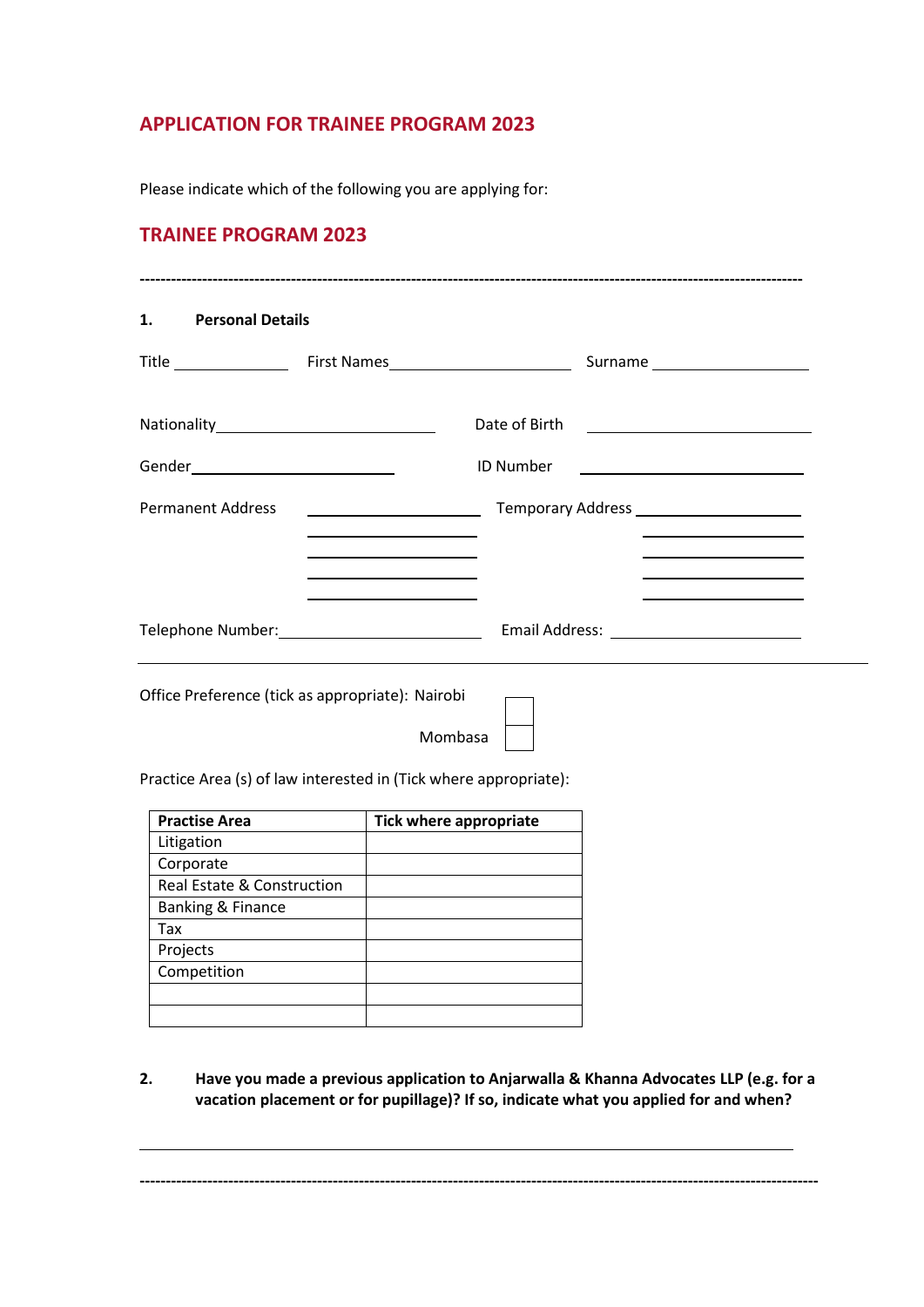## APPLICATION FOR TRAINEE PROGRAM 2023

Please indicate which of the following you are applying for:

## TRAINEE PROGRAM 2023

---

**1. Personal Details**

Title ______________ First Names ________________________ Surname ____________________

Nationality ____________________________ Date of Birth ____________________________

Gender __________________________ ID Number ____________________________

Permanent Address ______________________ Temporary Address ______________________

______________________ ______________________

______________________ ______________________

______________________ ______________________

______________________ ______________________

Telephone Number: ____________________________ Email Address: ______________________

---

Office Preference (tick as appropriate): Nairobi ☐

Mombasa ☐

Practice Area (s) of law interested in (Tick where appropriate):

| Practise Area | Tick where appropriate |
|---|---|
| Litigation | |
| Corporate | |
| Real Estate & Construction | |
| Banking & Finance | |
| Tax | |
| Projects | |
| Competition | |
| | |
| | |

**2. Have you made a previous application to Anjarwalla & Khanna Advocates LLP (e.g. for a vacation placement or for pupillage)? If so, indicate what you applied for and when?**

______________________________________________________________________

---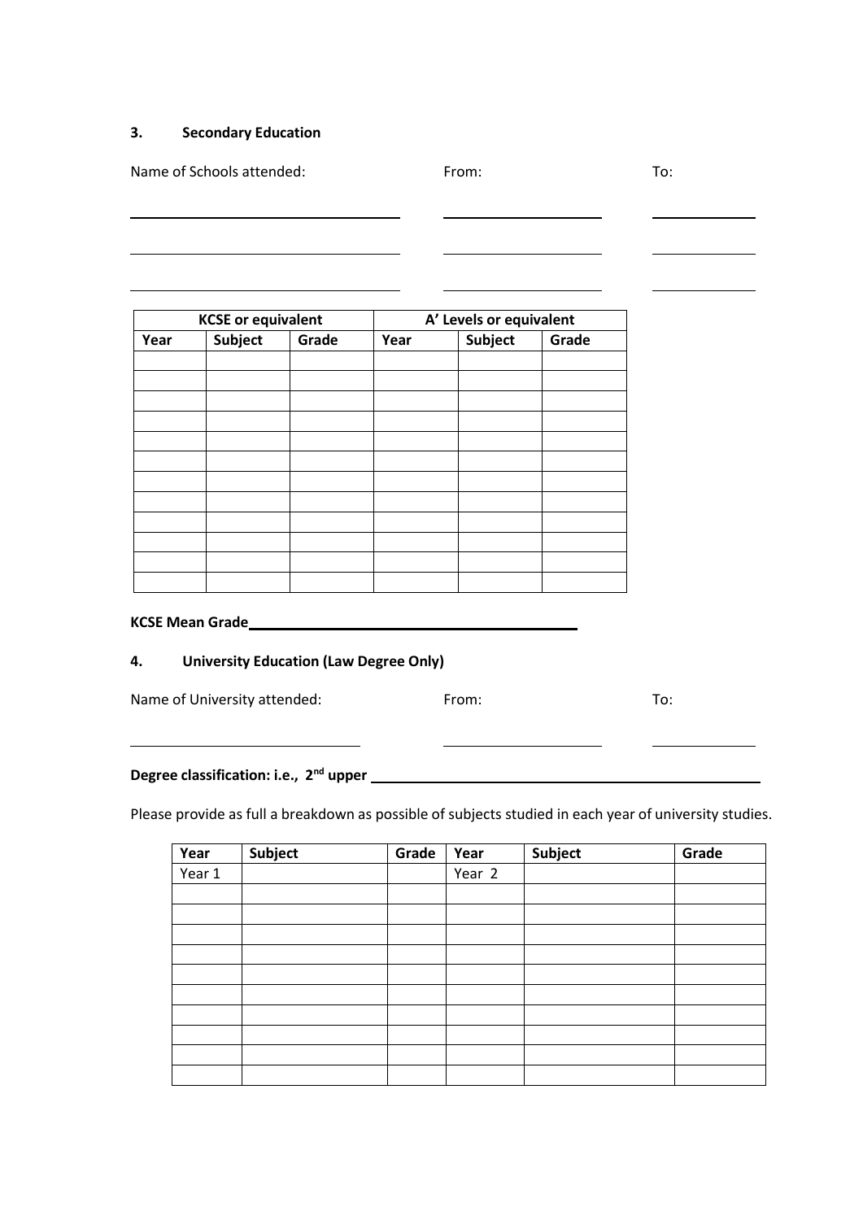### 3. Secondary Education

Name of Schools attended: From: To:

\_\_\_\_\_\_\_\_\_\_\_\_\_\_\_\_\_\_\_\_\_\_\_\_\_\_\_\_ \_\_\_\_\_\_\_\_\_\_\_\_\_\_\_\_ \_\_\_\_\_\_\_\_\_\_

\_\_\_\_\_\_\_\_\_\_\_\_\_\_\_\_\_\_\_\_\_\_\_\_\_\_\_\_ \_\_\_\_\_\_\_\_\_\_\_\_\_\_\_\_ \_\_\_\_\_\_\_\_\_\_

\_\_\_\_\_\_\_\_\_\_\_\_\_\_\_\_\_\_\_\_\_\_\_\_\_\_\_\_ \_\_\_\_\_\_\_\_\_\_\_\_\_\_\_\_ \_\_\_\_\_\_\_\_\_\_

| **KCSE or equivalent** | | | **A' Levels or equivalent** | | |
|---|---|---|---|---|---|
| **Year** | **Subject** | **Grade** | **Year** | **Subject** | **Grade** |
| | | | | | |
| | | | | | |
| | | | | | |
| | | | | | |
| | | | | | |
| | | | | | |
| | | | | | |
| | | | | | |
| | | | | | |
| | | | | | |
| | | | | | |
| | | | | | |

**KCSE Mean Grade**\_\_\_\_\_\_\_\_\_\_\_\_\_\_\_\_\_\_\_\_\_\_\_\_\_\_\_\_\_\_\_\_

### 4. University Education (Law Degree Only)

Name of University attended: From: To:

\_\_\_\_\_\_\_\_\_\_\_\_\_\_\_\_\_\_\_\_\_\_\_\_ \_\_\_\_\_\_\_\_\_\_\_\_\_\_\_\_ \_\_\_\_\_\_\_\_\_\_

**Degree classification: i.e., 2nd upper** \_\_\_\_\_\_\_\_\_\_\_\_\_\_\_\_\_\_\_\_\_\_\_\_\_\_\_\_\_\_\_\_\_\_\_\_\_\_\_\_

Please provide as full a breakdown as possible of subjects studied in each year of university studies.

| **Year** | **Subject** | **Grade** | **Year** | **Subject** | **Grade** |
|---|---|---|---|---|---|
| Year 1 | | | Year 2 | | |
| | | | | | |
| | | | | | |
| | | | | | |
| | | | | | |
| | | | | | |
| | | | | | |
| | | | | | |
| | | | | | |
| | | | | | |
| | | | | | |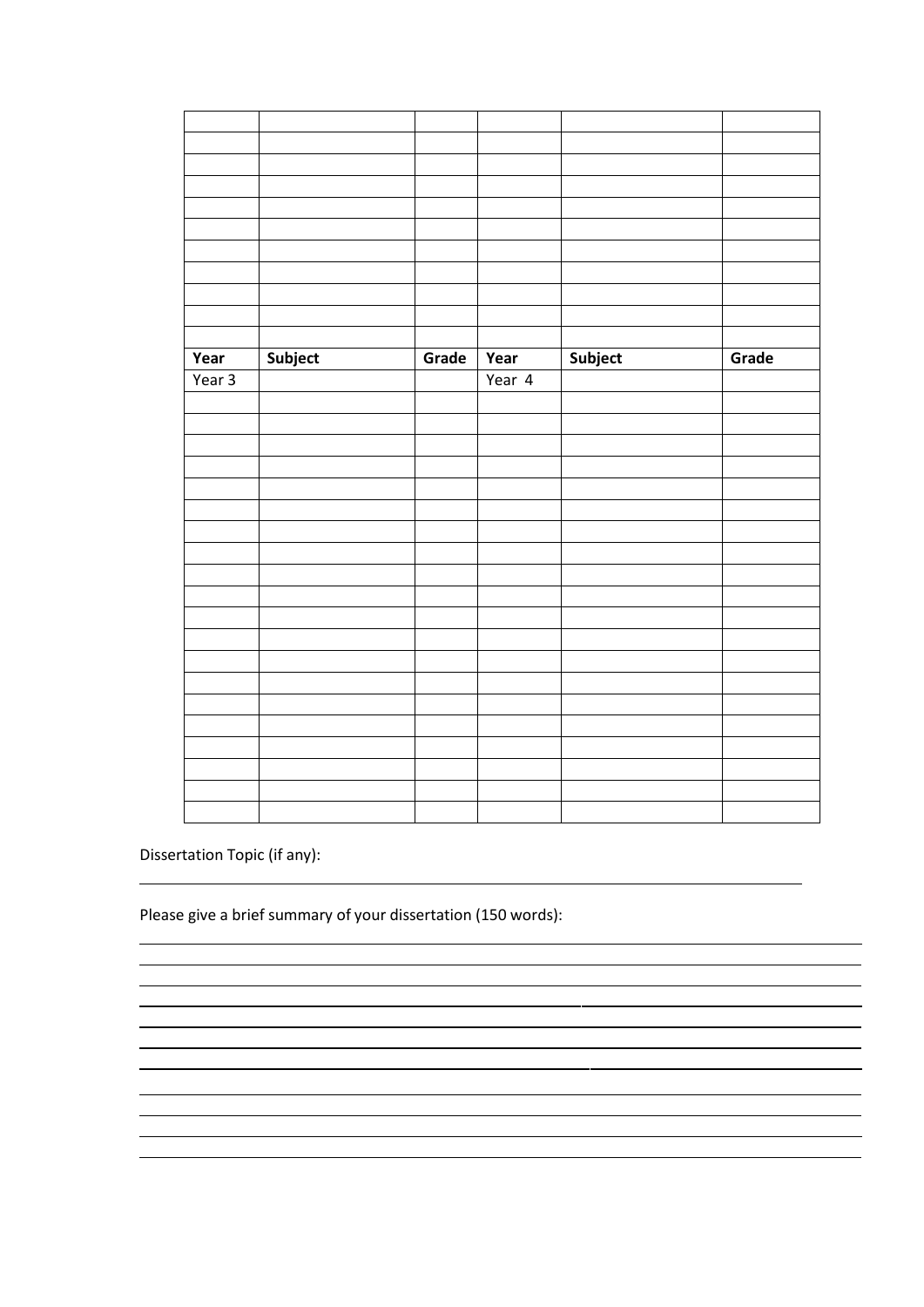| | | | | | |
|---|---|---|---|---|---|
| | | | | | |
| | | | | | |
| | | | | | |
| | | | | | |
| | | | | | |
| | | | | | |
| | | | | | |
| | | | | | |
| | | | | | |
| | | | | | |
| **Year** | **Subject** | **Grade** | **Year** | **Subject** | **Grade** |
| Year 3 | | | Year 4 | | |
| | | | | | |
| | | | | | |
| | | | | | |
| | | | | | |
| | | | | | |
| | | | | | |
| | | | | | |
| | | | | | |
| | | | | | |
| | | | | | |
| | | | | | |
| | | | | | |
| | | | | | |
| | | | | | |
| | | | | | |
| | | | | | |
| | | | | | |
| | | | | | |
| | | | | | |
| | | | | | |

Dissertation Topic (if any):

______________________________________________________________________________

Please give a brief summary of your dissertation (150 words):

______________________________________________________________________________

______________________________________________________________________________

______________________________________________________________________________

______________________________________________________________________________

______________________________________________________________________________

______________________________________________________________________________

______________________________________________________________________________

______________________________________________________________________________

______________________________________________________________________________

______________________________________________________________________________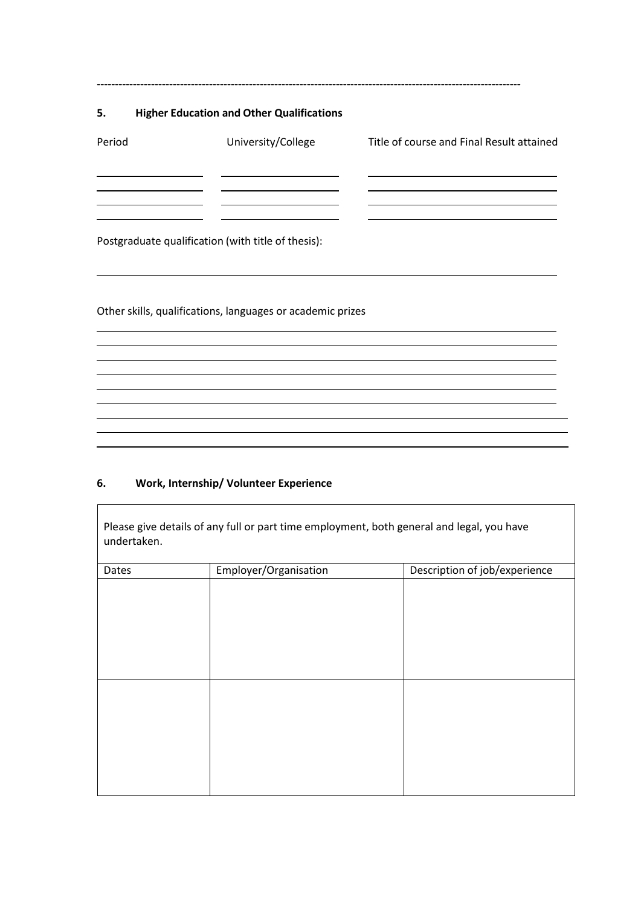---

## 5. Higher Education and Other Qualifications

| Period | University/College | Title of course and Final Result attained |
|---|---|---|
| | | |
| | | |
| | | |
| | | |

Postgraduate qualification (with title of thesis):

_______________________________________________

Other skills, qualifications, languages or academic prizes

_______________________________________________

_______________________________________________

_______________________________________________

_______________________________________________

_______________________________________________

_______________________________________________

_______________________________________________

_______________________________________________

_______________________________________________

## 6. Work, Internship/ Volunteer Experience

| Please give details of any full or part time employment, both general and legal, you have undertaken. | | |
|---|---|---|
| Dates | Employer/Organisation | Description of job/experience |
| | | |
| | | |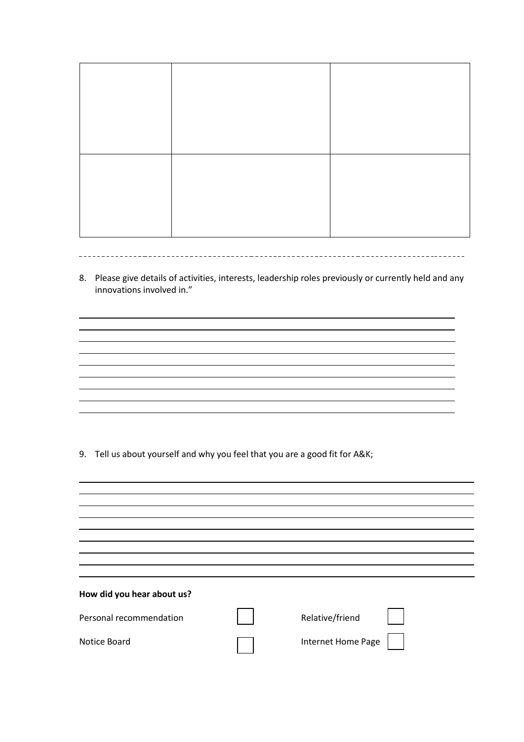| | | |
|---|---|---|
| | | |
| | | |

8. Please give details of activities, interests, leadership roles previously or currently held and any innovations involved in."

9. Tell us about yourself and why you feel that you are a good fit for A&K;

**How did you hear about us?**

| | | | |
|---|---|---|---|
| Personal recommendation | ☐ | Relative/friend | ☐ |
| Notice Board | ☐ | Internet Home Page | ☐ |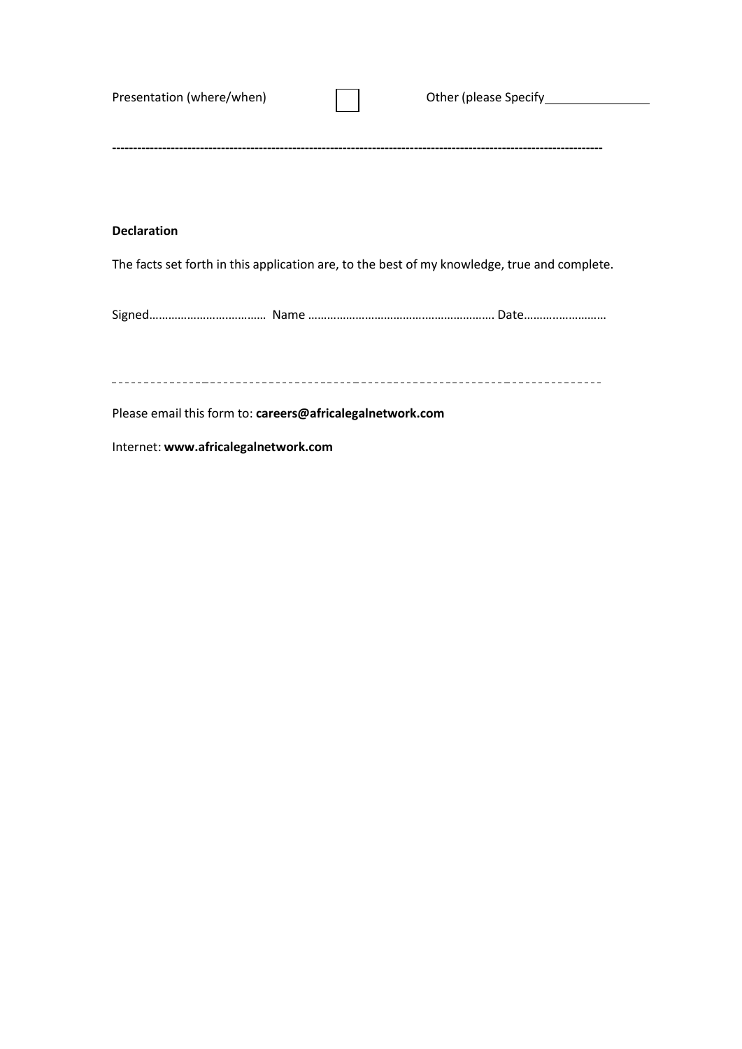Presentation (where/when) ☐ Other (please Specify\_\_\_\_\_\_\_\_\_\_\_\_\_\_\_

---

**Declaration**

The facts set forth in this application are, to the best of my knowledge, true and complete.

Signed……………………………… Name ……………………………………………………. Date……………………

---

Please email this form to: **careers@africalegalnetwork.com**

Internet: **www.africalegalnetwork.com**